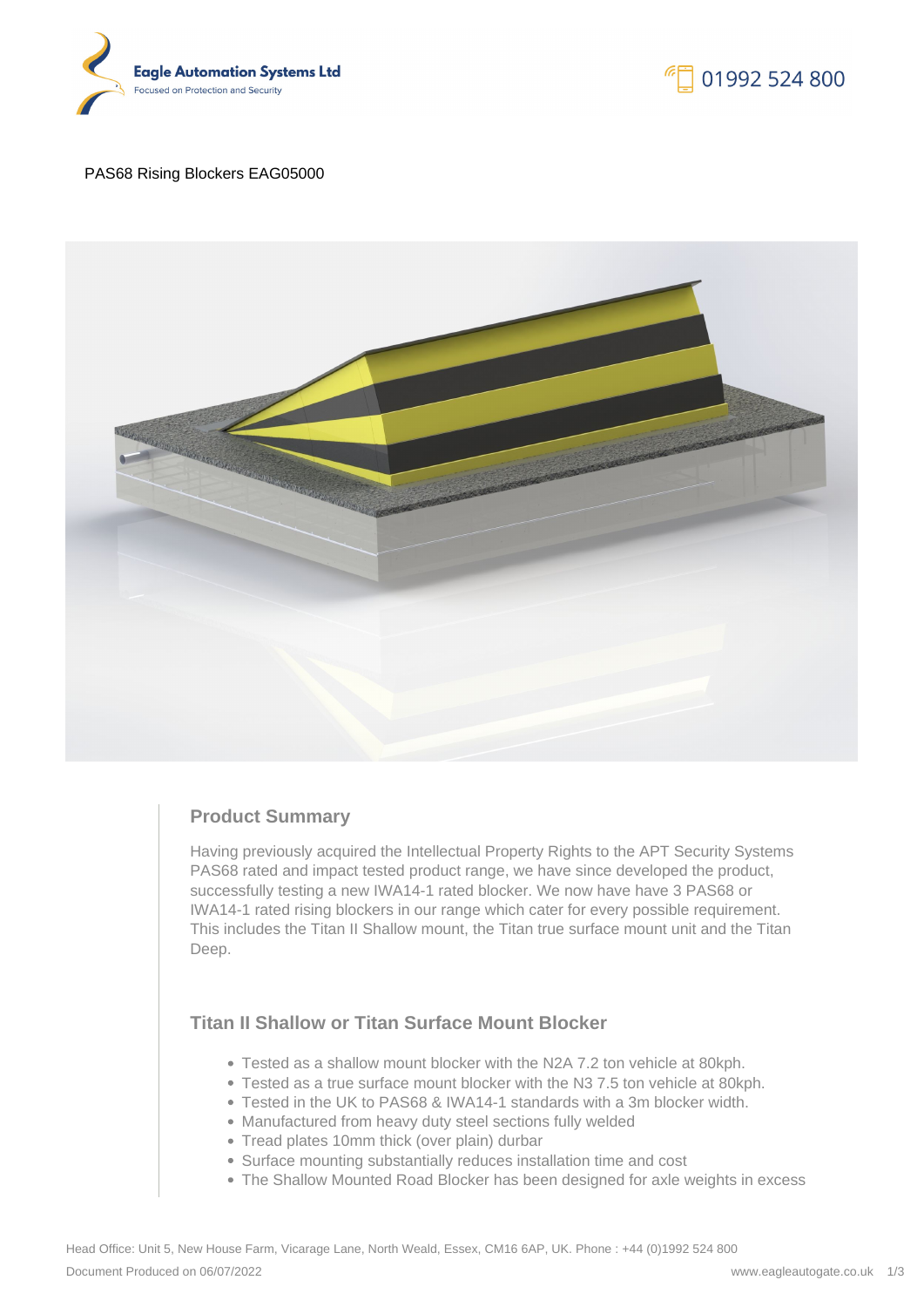Eagle Automation Systems Ltd
Focused on Protection and Security

01992 524 800

PAS68 Rising Blockers EAG05000

## Product Summary

Having previously acquired the Intellectual Property Rights to the APT Security Systems PAS68 rated and impact tested product range, we have since developed the product, successfully testing a new IWA14-1 rated blocker. We now have have 3 PAS68 or IWA14-1 rated rising blockers in our range which cater for every possible requirement. This includes the Titan II Shallow mount, the Titan true surface mount unit and the Titan Deep.

## Titan II Shallow or Titan Surface Mount Blocker

- Tested as a shallow mount blocker with the N2A 7.2 ton vehicle at 80kph.
- Tested as a true surface mount blocker with the N3 7.5 ton vehicle at 80kph.
- Tested in the UK to PAS68 & IWA14-1 standards with a 3m blocker width.
- Manufactured from heavy duty steel sections fully welded
- Tread plates 10mm thick (over plain) durbar
- Surface mounting substantially reduces installation time and cost
- The Shallow Mounted Road Blocker has been designed for axle weights in excess

Head Office: Unit 5, New House Farm, Vicarage Lane, North Weald, Essex, CM16 6AP, UK. Phone : +44 (0)1992 524 800
Document Produced on 06/07/2022
www.eagleautogate.co.uk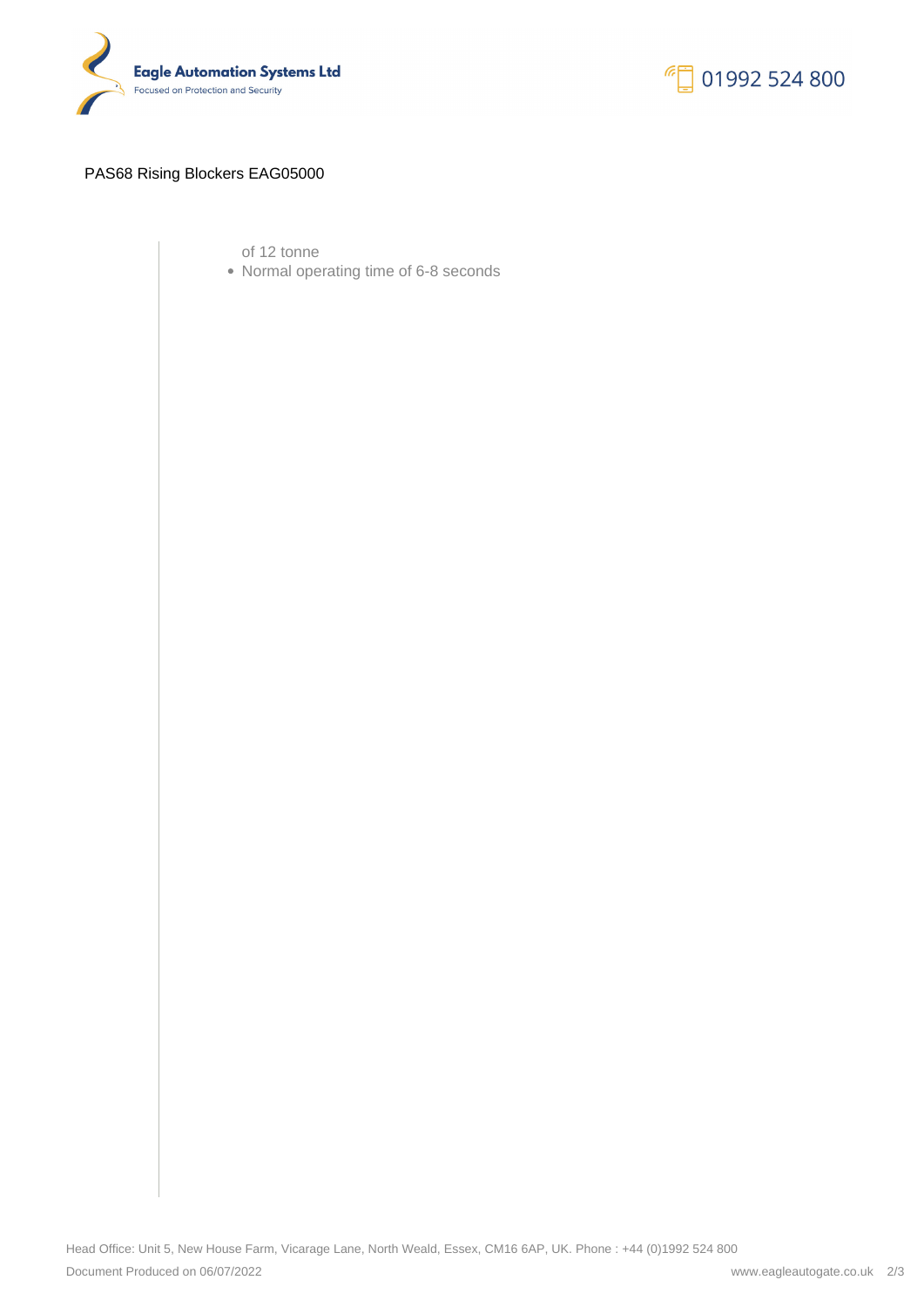of 12 tonne

- Normal operating time of 6-8 seconds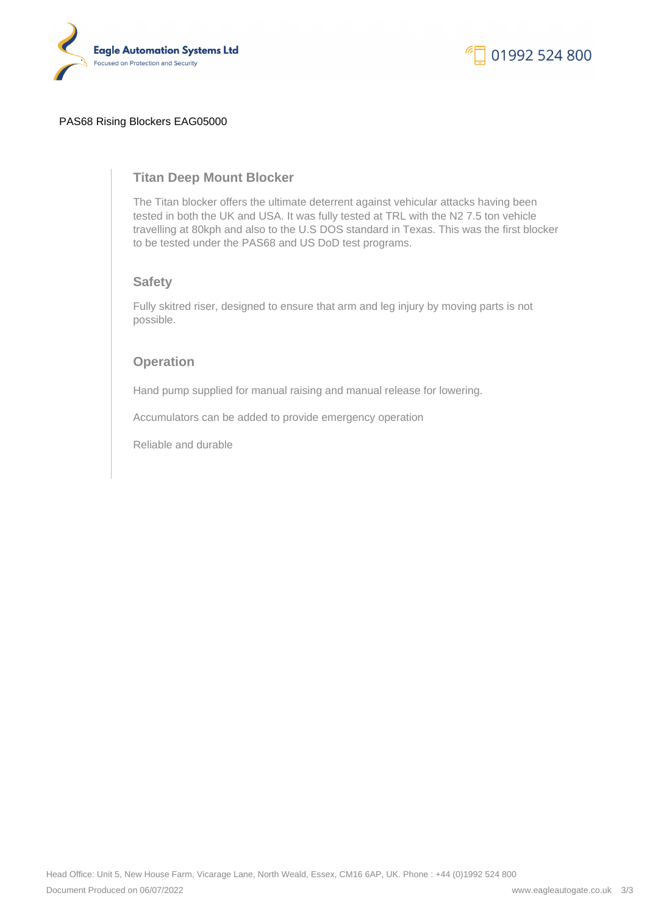PAS68 Rising Blockers EAG05000

## Titan Deep Mount Blocker

The Titan blocker offers the ultimate deterrent against vehicular attacks having been tested in both the UK and USA. It was fully tested at TRL with the N2 7.5 ton vehicle travelling at 80kph and also to the U.S DOS standard in Texas. This was the first blocker to be tested under the PAS68 and US DoD test programs.

## Safety

Fully skitred riser, designed to ensure that arm and leg injury by moving parts is not possible.

## Operation

Hand pump supplied for manual raising and manual release for lowering.

Accumulators can be added to provide emergency operation

Reliable and durable